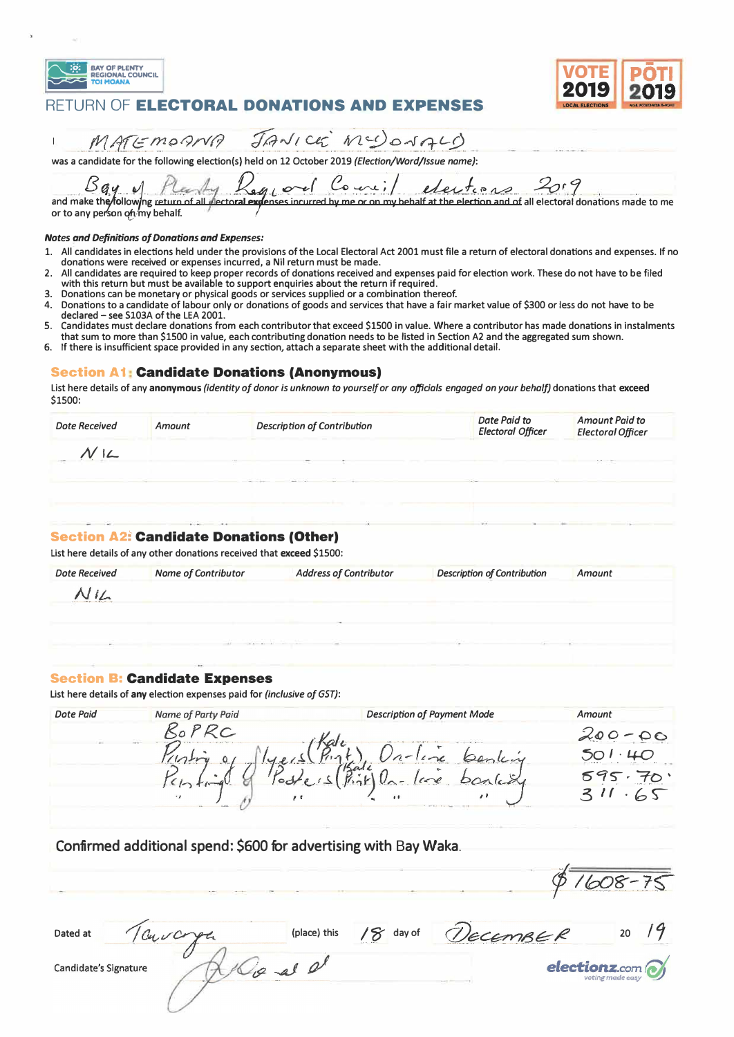BAY OF PLENTY REGIONAL COUNCIL TOI MOANA

VOTE 2019 | PŌTI 2019

# RETURN OF **ELECTORAL DONATIONS AND EXPENSES**

I MATEMOANA JANICE McDONALD

was a candidate for the following election(s) held on 12 October 2019 *(Election/Ward/Issue name)*:

Bay of Plenty Regional Council elections 2019

and make the following return of all electoral expenses incurred by me or on my behalf at the election and of all electoral donations made to me or to any person on my behalf.

***Notes and Definitions of Donations and Expenses:***

1. All candidates in elections held under the provisions of the Local Electoral Act 2001 must file a return of electoral donations and expenses. If no donations were received or expenses incurred, a Nil return must be made.
2. All candidates are required to keep proper records of donations received and expenses paid for election work. These do not have to be filed with this return but must be available to support enquiries about the return if required.
3. Donations can be monetary or physical goods or services supplied or a combination thereof.
4. Donations to a candidate of labour only or donations of goods and services that have a fair market value of $300 or less do not have to be declared – see S103A of the LEA 2001.
5. Candidates must declare donations from each contributor that exceed $1500 in value. Where a contributor has made donations in instalments that sum to more than $1500 in value, each contributing donation needs to be listed in Section A2 and the aggregated sum shown.
6. If there is insufficient space provided in any section, attach a separate sheet with the additional detail.

## Section A1: Candidate Donations (Anonymous)

List here details of any **anonymous** *(identity of donor is unknown to yourself or any officials engaged on your behalf)* donations that **exceed** $1500:

| Date Received | Amount | Description of Contribution | Date Paid to Electoral Officer | Amount Paid to Electoral Officer |
|---|---|---|---|---|
| NIL | | | | |

## Section A2: Candidate Donations (Other)

List here details of any other donations received that **exceed** $1500:

| Date Received | Name of Contributor | Address of Contributor | Description of Contribution | Amount |
|---|---|---|---|---|
| NIL | | | | |

## Section B: Candidate Expenses

List here details of **any** election expenses paid for *(inclusive of GST)*:

| Date Paid | Name of Party Paid | Description of Payment Mode | Amount |
|---|---|---|---|
| | BoPRC | | 200-00 |
| | Printing of flyers (Kale Print) | On-line banking | 501.40 |
| | Printing of Posters (Kale Print) | On-line banking | 595.70 |
| | " " " | " " | 311.65 |

Confirmed additional spend: $600 for advertising with Bay Waka.

$1608-75

Dated at Tauranga (place) this 18 day of DECEMBER 20 19

Candidate's Signature [signature]

electionz.com voting made easy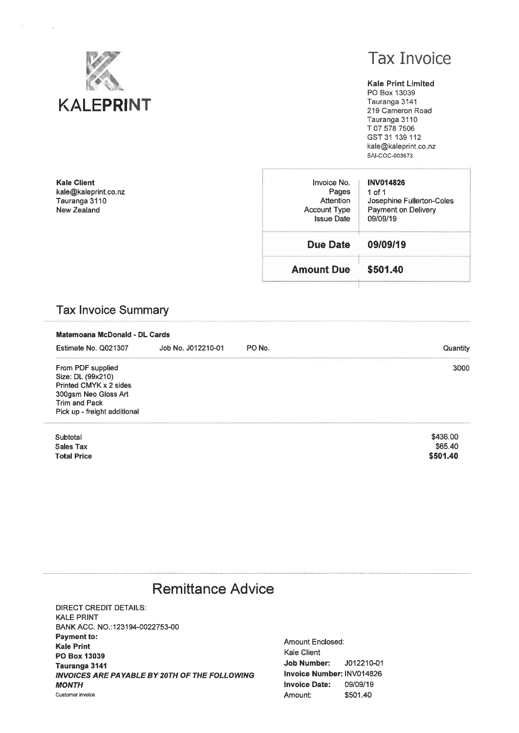**KALEPRINT**

# Tax Invoice

**Kale Print Limited**
PO Box 13039
Tauranga 3141
219 Cameron Road
Tauranga 3110
T 07 578 7506
GST 31 139 112
kale@kaleprint.co.nz
SAI-COC-003673

**Kale Client**
kale@kaleprint.co.nz
Tauranga 3110
New Zealand

| | |
|---|---|
| Invoice No. | **INV014826** |
| Pages | 1 of 1 |
| Attention | Josephine Fullerton-Coles |
| Account Type | Payment on Delivery |
| Issue Date | 09/09/19 |
| **Due Date** | **09/09/19** |
| **Amount Due** | **$501.40** |

## Tax Invoice Summary

**Matemoana McDonald - DL Cards**

| Estimate No. Q021307 | Job No. J012210-01 | PO No. | Quantity |
|---|---|---|---|
| From PDF supplied<br>Size: DL (99x210)<br>Printed CMYK x 2 sides<br>300gsm Neo Gloss Art<br>Trim and Pack<br>Pick up - freight additional | | | 3000 |

| | |
|---|---|
| Subtotal | $436.00 |
| Sales Tax | $65.40 |
| **Total Price** | **$501.40** |

## Remittance Advice

DIRECT CREDIT DETAILS:
KALE PRINT
BANK ACC. NO.:123194-0022753-00
**Payment to:**
**Kale Print**
**PO Box 13039**
**Tauranga 3141**
***INVOICES ARE PAYABLE BY 20TH OF THE FOLLOWING MONTH***
Customer invoice

Amount Enclosed:
Kale Client
**Job Number:** J012210-01
**Invoice Number:** INV014826
**Invoice Date:** 09/09/19
Amount: $501.40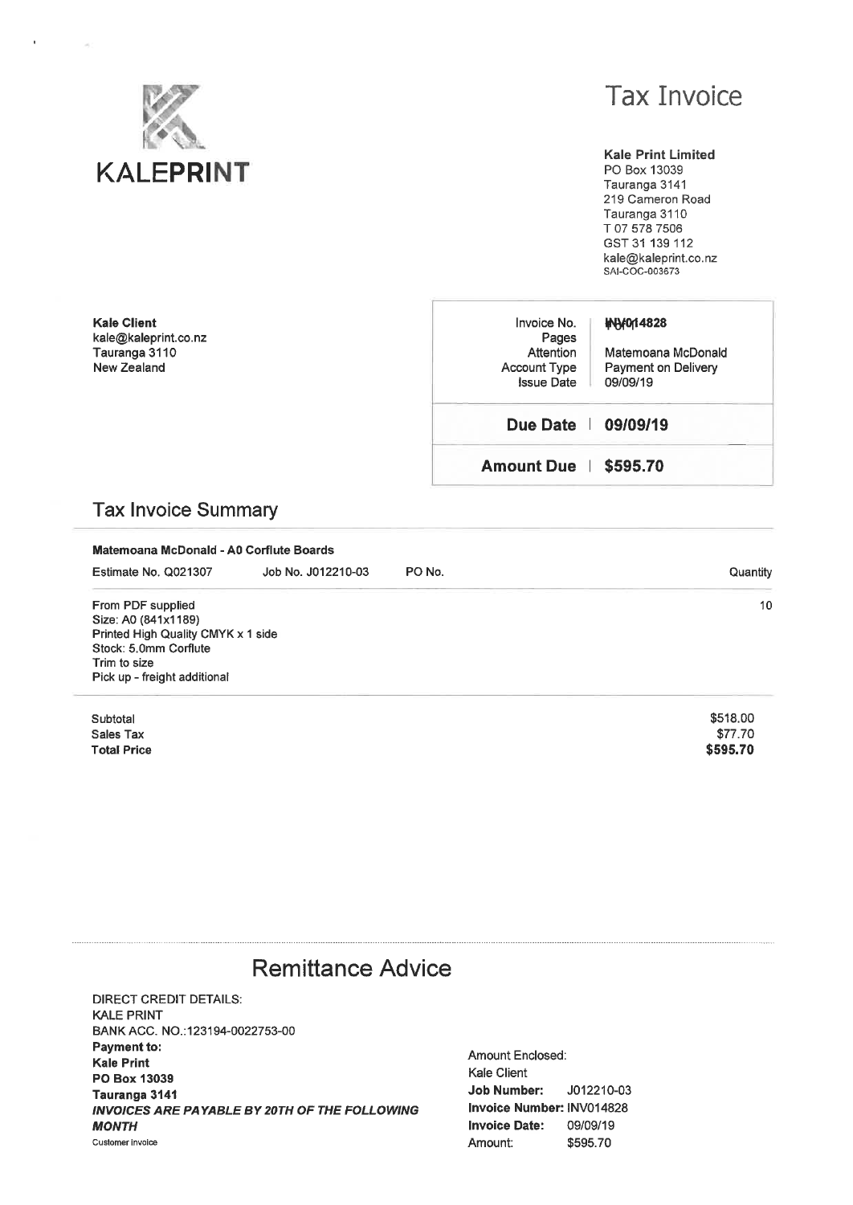KALEPRINT

# Tax Invoice

**Kale Print Limited**
PO Box 13039
Tauranga 3141
219 Cameron Road
Tauranga 3110
T 07 578 7506
GST 31 139 112
kale@kaleprint.co.nz
SAI-COC-003673

**Kale Client**
kale@kaleprint.co.nz
Tauranga 3110
New Zealand

| | |
|---|---|
| Invoice No. | **INV014828** |
| Pages | 1 of 1 |
| Attention | Matemoana McDonald |
| Account Type | Payment on Delivery |
| Issue Date | 09/09/19 |
| **Due Date** | **09/09/19** |
| **Amount Due** | **$595.70** |

## Tax Invoice Summary

**Matemoana McDonald - A0 Corflute Boards**

| Estimate No. Q021307 | Job No. J012210-03 | PO No. | Quantity |
|---|---|---|---|
| From PDF supplied<br>Size: A0 (841x1189)<br>Printed High Quality CMYK x 1 side<br>Stock: 5.0mm Corflute<br>Trim to size<br>Pick up - freight additional | | | 10 |

| | |
|---|---|
| Subtotal | $518.00 |
| Sales Tax | $77.70 |
| **Total Price** | **$595.70** |

## Remittance Advice

DIRECT CREDIT DETAILS:
KALE PRINT
BANK ACC. NO.:123194-0022753-00
**Payment to:**
**Kale Print**
**PO Box 13039**
**Tauranga 3141**
***INVOICES ARE PAYABLE BY 20TH OF THE FOLLOWING MONTH***
Customer Invoice

Amount Enclosed:
Kale Client
**Job Number:** J012210-03
**Invoice Number:** INV014828
**Invoice Date:** 09/09/19
Amount: $595.70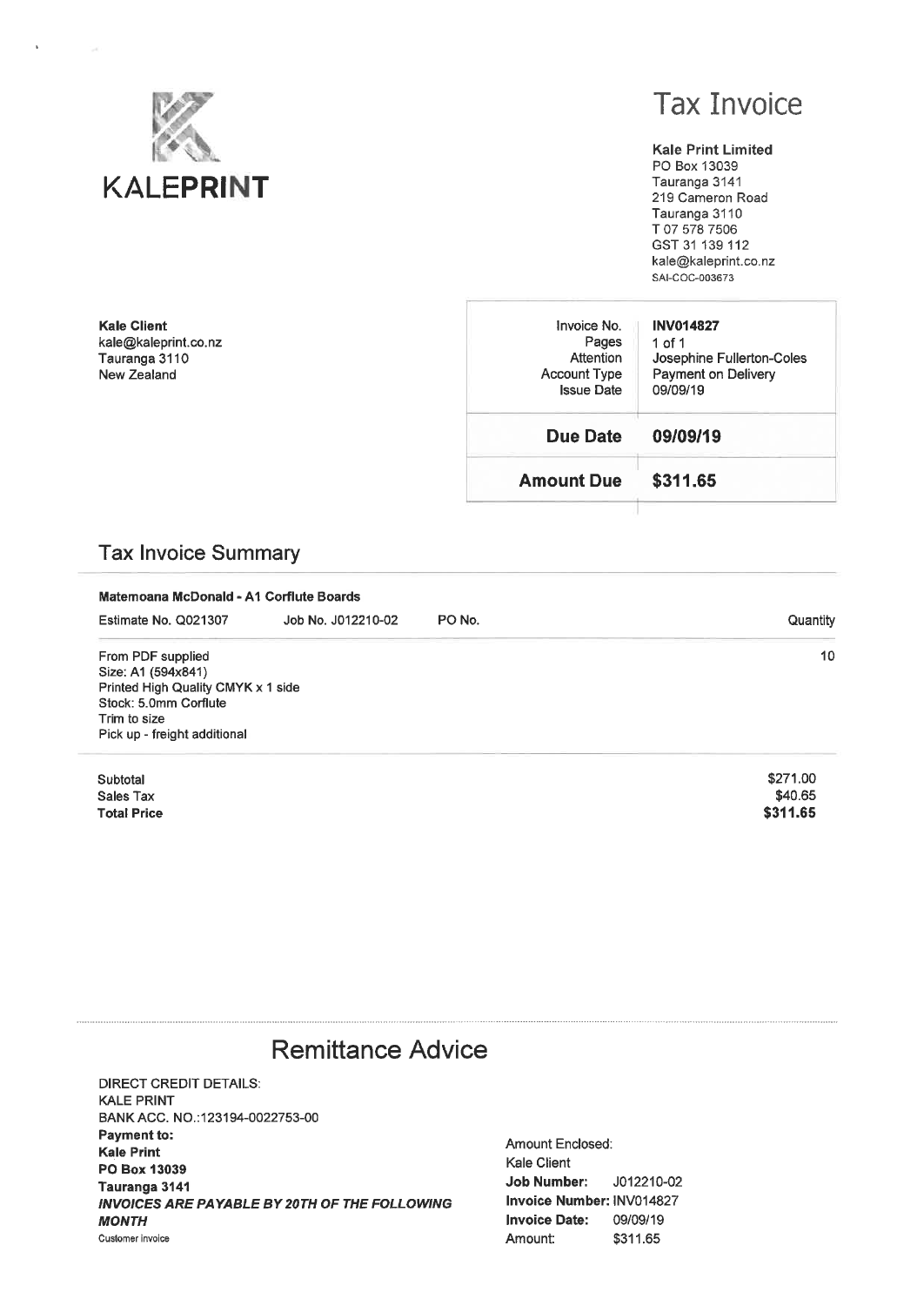KALEPRINT

# Tax Invoice

**Kale Print Limited**
PO Box 13039
Tauranga 3141
219 Cameron Road
Tauranga 3110
T 07 578 7506
GST 31 139 112
kale@kaleprint.co.nz
SAI-COC-003673

**Kale Client**
kale@kaleprint.co.nz
Tauranga 3110
New Zealand

| | |
|---|---|
| Invoice No. | **INV014827** |
| Pages | 1 of 1 |
| Attention | Josephine Fullerton-Coles |
| Account Type | Payment on Delivery |
| Issue Date | 09/09/19 |
| **Due Date** | **09/09/19** |
| **Amount Due** | **$311.65** |

## Tax Invoice Summary

**Matemoana McDonald - A1 Corflute Boards**

| Estimate No. Q021307 | Job No. J012210-02 | PO No. | Quantity |
|---|---|---|---|
| From PDF supplied<br>Size: A1 (594x841)<br>Printed High Quality CMYK x 1 side<br>Stock: 5.0mm Corflute<br>Trim to size<br>Pick up - freight additional | | | 10 |

| | |
|---|---|
| Subtotal | $271.00 |
| Sales Tax | $40.65 |
| **Total Price** | **$311.65** |

## Remittance Advice

DIRECT CREDIT DETAILS:
KALE PRINT
BANK ACC. NO.:123194-0022753-00
**Payment to:**
**Kale Print**
**PO Box 13039**
**Tauranga 3141**
***INVOICES ARE PAYABLE BY 20TH OF THE FOLLOWING MONTH***
Customer invoice

Amount Enclosed:
Kale Client
**Job Number:** J012210-02
**Invoice Number:** INV014827
**Invoice Date:** 09/09/19
Amount: $311.65